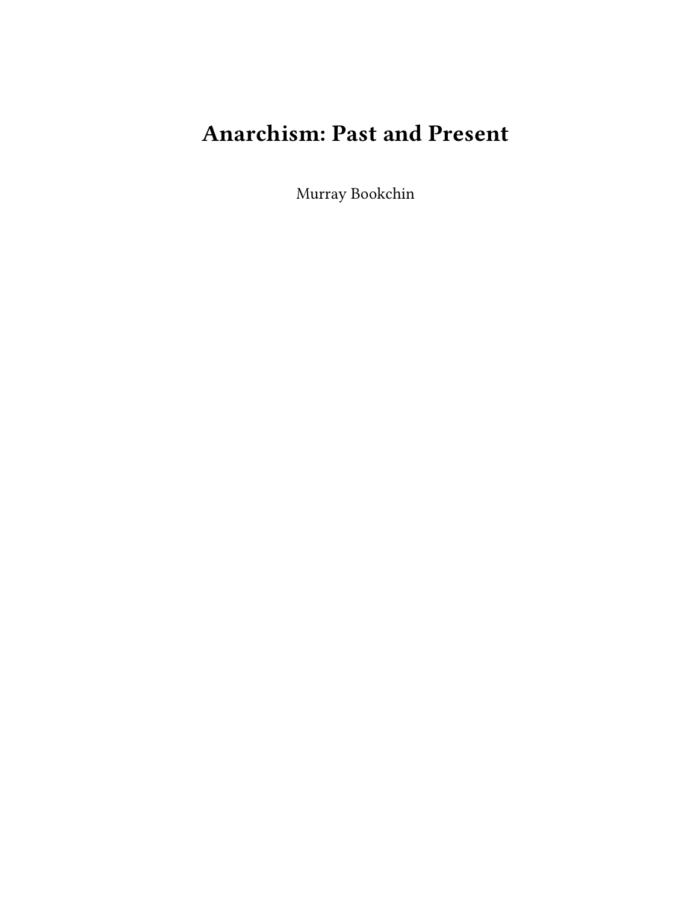# Anarchism: Past and Present

Murray Bookchin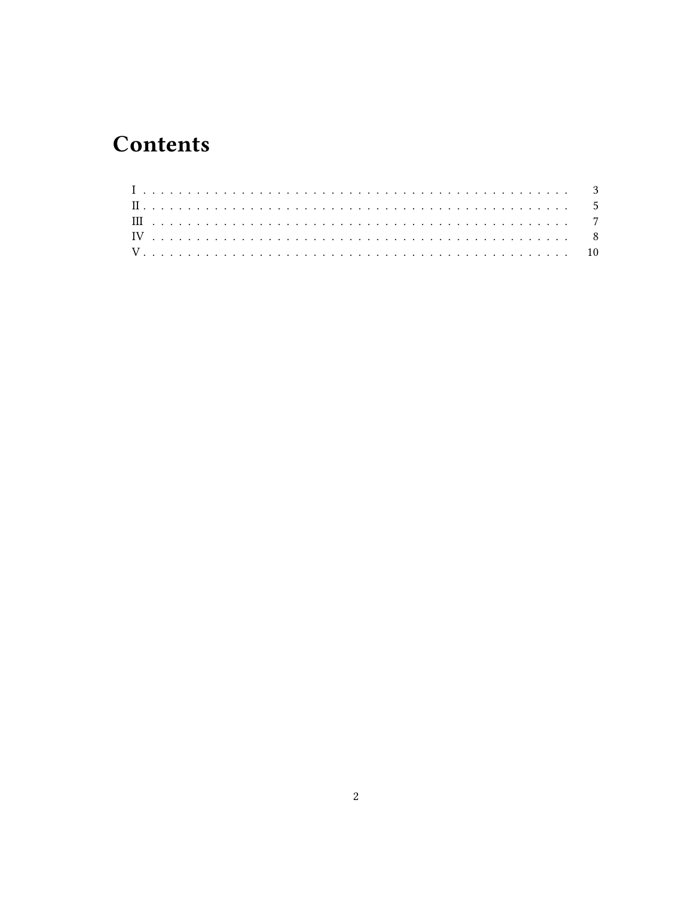# Contents

- I . . . . . . . . . . . . . . . . . . . . . . . . . . . . . . . . . . . . . . . . . . . . . . 3
- II . . . . . . . . . . . . . . . . . . . . . . . . . . . . . . . . . . . . . . . . . . . . . . 5
- III . . . . . . . . . . . . . . . . . . . . . . . . . . . . . . . . . . . . . . . . . . . . . . 7
- IV . . . . . . . . . . . . . . . . . . . . . . . . . . . . . . . . . . . . . . . . . . . . . . 8
- V . . . . . . . . . . . . . . . . . . . . . . . . . . . . . . . . . . . . . . . . . . . . . . 10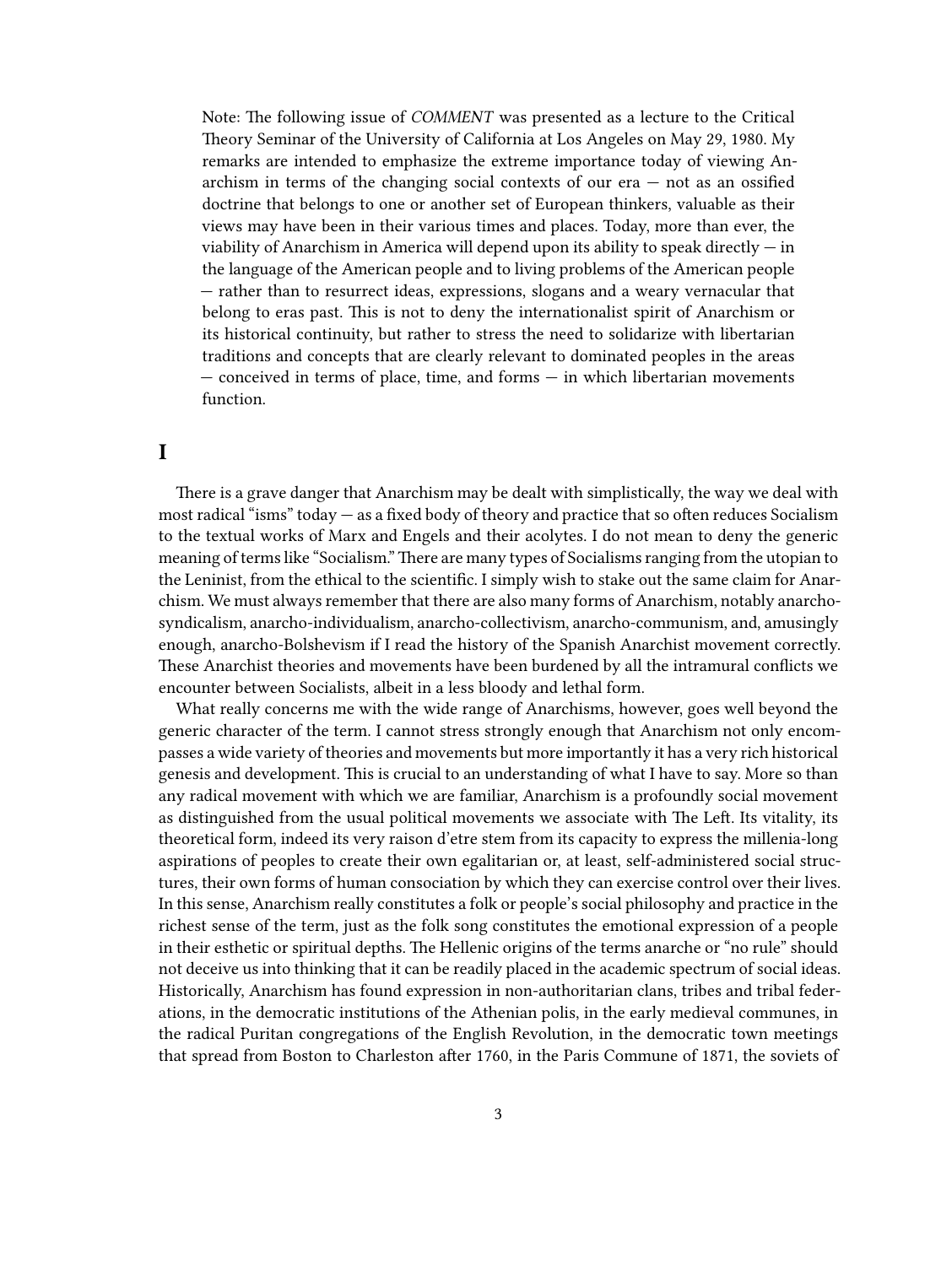Note: The following issue of *COMMENT* was presented as a lecture to the Critical Theory Seminar of the University of California at Los Angeles on May 29, 1980. My remarks are intended to emphasize the extreme importance today of viewing Anarchism in terms of the changing social contexts of our era — not as an ossified doctrine that belongs to one or another set of European thinkers, valuable as their views may have been in their various times and places. Today, more than ever, the viability of Anarchism in America will depend upon its ability to speak directly — in the language of the American people and to living problems of the American people — rather than to resurrect ideas, expressions, slogans and a weary vernacular that belong to eras past. This is not to deny the internationalist spirit of Anarchism or its historical continuity, but rather to stress the need to solidarize with libertarian traditions and concepts that are clearly relevant to dominated peoples in the areas — conceived in terms of place, time, and forms — in which libertarian movements function.

# I

There is a grave danger that Anarchism may be dealt with simplistically, the way we deal with most radical "isms" today — as a fixed body of theory and practice that so often reduces Socialism to the textual works of Marx and Engels and their acolytes. I do not mean to deny the generic meaning of terms like "Socialism." There are many types of Socialisms ranging from the utopian to the Leninist, from the ethical to the scientific. I simply wish to stake out the same claim for Anarchism. We must always remember that there are also many forms of Anarchism, notably anarcho-syndicalism, anarcho-individualism, anarcho-collectivism, anarcho-communism, and, amusingly enough, anarcho-Bolshevism if I read the history of the Spanish Anarchist movement correctly. These Anarchist theories and movements have been burdened by all the intramural conflicts we encounter between Socialists, albeit in a less bloody and lethal form.

What really concerns me with the wide range of Anarchisms, however, goes well beyond the generic character of the term. I cannot stress strongly enough that Anarchism not only encompasses a wide variety of theories and movements but more importantly it has a very rich historical genesis and development. This is crucial to an understanding of what I have to say. More so than any radical movement with which we are familiar, Anarchism is a profoundly social movement as distinguished from the usual political movements we associate with The Left. Its vitality, its theoretical form, indeed its very raison d'etre stem from its capacity to express the millenia-long aspirations of peoples to create their own egalitarian or, at least, self-administered social structures, their own forms of human consociation by which they can exercise control over their lives. In this sense, Anarchism really constitutes a folk or people's social philosophy and practice in the richest sense of the term, just as the folk song constitutes the emotional expression of a people in their esthetic or spiritual depths. The Hellenic origins of the terms anarche or "no rule" should not deceive us into thinking that it can be readily placed in the academic spectrum of social ideas. Historically, Anarchism has found expression in non-authoritarian clans, tribes and tribal federations, in the democratic institutions of the Athenian polis, in the early medieval communes, in the radical Puritan congregations of the English Revolution, in the democratic town meetings that spread from Boston to Charleston after 1760, in the Paris Commune of 1871, the soviets of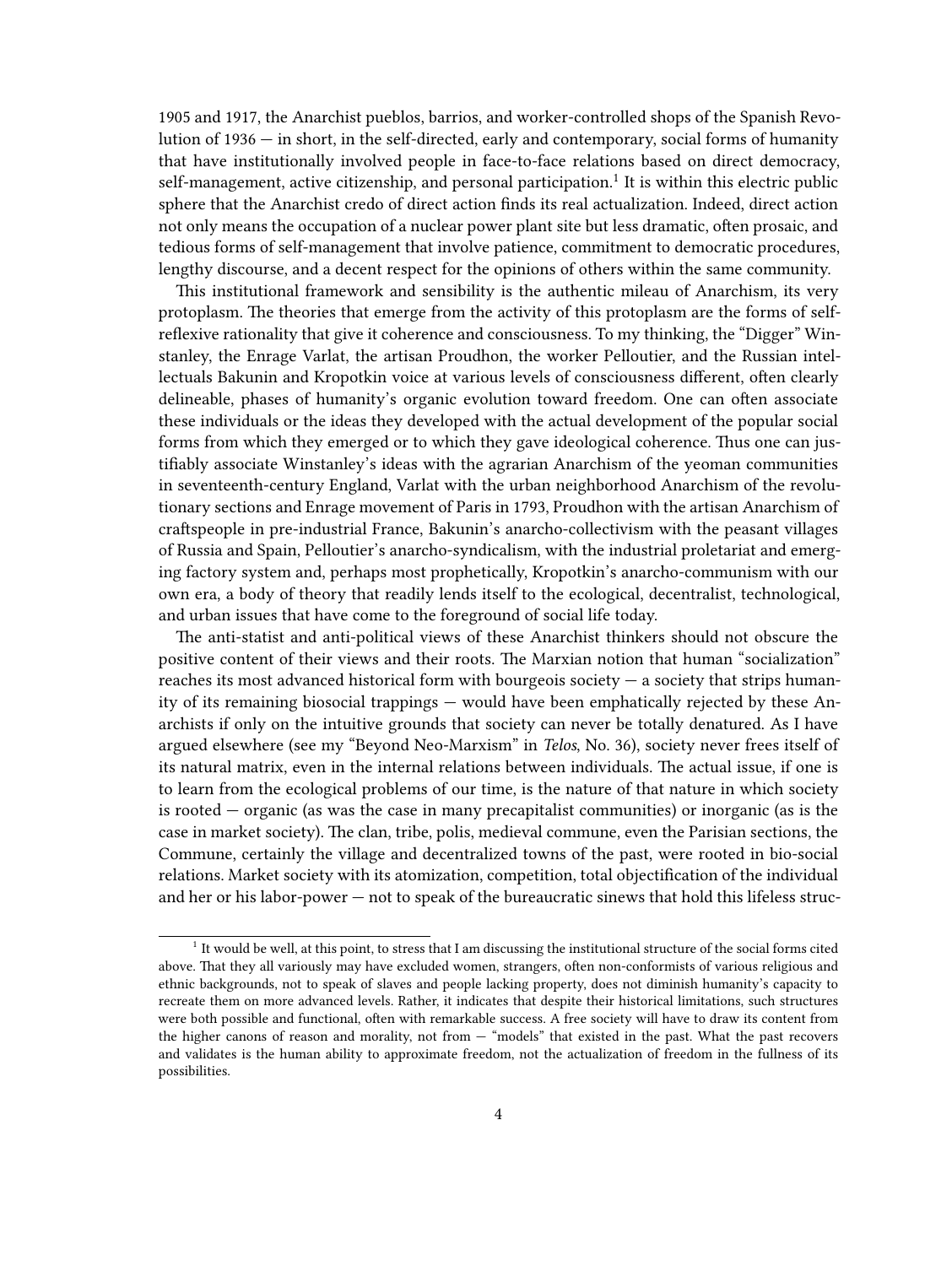1905 and 1917, the Anarchist pueblos, barrios, and worker-controlled shops of the Spanish Revolution of 1936 — in short, in the self-directed, early and contemporary, social forms of humanity that have institutionally involved people in face-to-face relations based on direct democracy, self-management, active citizenship, and personal participation.[1] It is within this electric public sphere that the Anarchist credo of direct action finds its real actualization. Indeed, direct action not only means the occupation of a nuclear power plant site but less dramatic, often prosaic, and tedious forms of self-management that involve patience, commitment to democratic procedures, lengthy discourse, and a decent respect for the opinions of others within the same community.

This institutional framework and sensibility is the authentic mileau of Anarchism, its very protoplasm. The theories that emerge from the activity of this protoplasm are the forms of self-reflexive rationality that give it coherence and consciousness. To my thinking, the "Digger" Winstanley, the Enrage Varlat, the artisan Proudhon, the worker Pelloutier, and the Russian intellectuals Bakunin and Kropotkin voice at various levels of consciousness different, often clearly delineable, phases of humanity's organic evolution toward freedom. One can often associate these individuals or the ideas they developed with the actual development of the popular social forms from which they emerged or to which they gave ideological coherence. Thus one can justifiably associate Winstanley's ideas with the agrarian Anarchism of the yeoman communities in seventeenth-century England, Varlat with the urban neighborhood Anarchism of the revolutionary sections and Enrage movement of Paris in 1793, Proudhon with the artisan Anarchism of craftspeople in pre-industrial France, Bakunin's anarcho-collectivism with the peasant villages of Russia and Spain, Pelloutier's anarcho-syndicalism, with the industrial proletariat and emerging factory system and, perhaps most prophetically, Kropotkin's anarcho-communism with our own era, a body of theory that readily lends itself to the ecological, decentralist, technological, and urban issues that have come to the foreground of social life today.

The anti-statist and anti-political views of these Anarchist thinkers should not obscure the positive content of their views and their roots. The Marxian notion that human "socialization" reaches its most advanced historical form with bourgeois society — a society that strips humanity of its remaining biosocial trappings — would have been emphatically rejected by these Anarchists if only on the intuitive grounds that society can never be totally denatured. As I have argued elsewhere (see my "Beyond Neo-Marxism" in *Telos*, No. 36), society never frees itself of its natural matrix, even in the internal relations between individuals. The actual issue, if one is to learn from the ecological problems of our time, is the nature of that nature in which society is rooted — organic (as was the case in many precapitalist communities) or inorganic (as is the case in market society). The clan, tribe, polis, medieval commune, even the Parisian sections, the Commune, certainly the village and decentralized towns of the past, were rooted in bio-social relations. Market society with its atomization, competition, total objectification of the individual and her or his labor-power — not to speak of the bureaucratic sinews that hold this lifeless struc-

[1] It would be well, at this point, to stress that I am discussing the institutional structure of the social forms cited above. That they all variously may have excluded women, strangers, often non-conformists of various religious and ethnic backgrounds, not to speak of slaves and people lacking property, does not diminish humanity's capacity to recreate them on more advanced levels. Rather, it indicates that despite their historical limitations, such structures were both possible and functional, often with remarkable success. A free society will have to draw its content from the higher canons of reason and morality, not from — "models" that existed in the past. What the past recovers and validates is the human ability to approximate freedom, not the actualization of freedom in the fullness of its possibilities.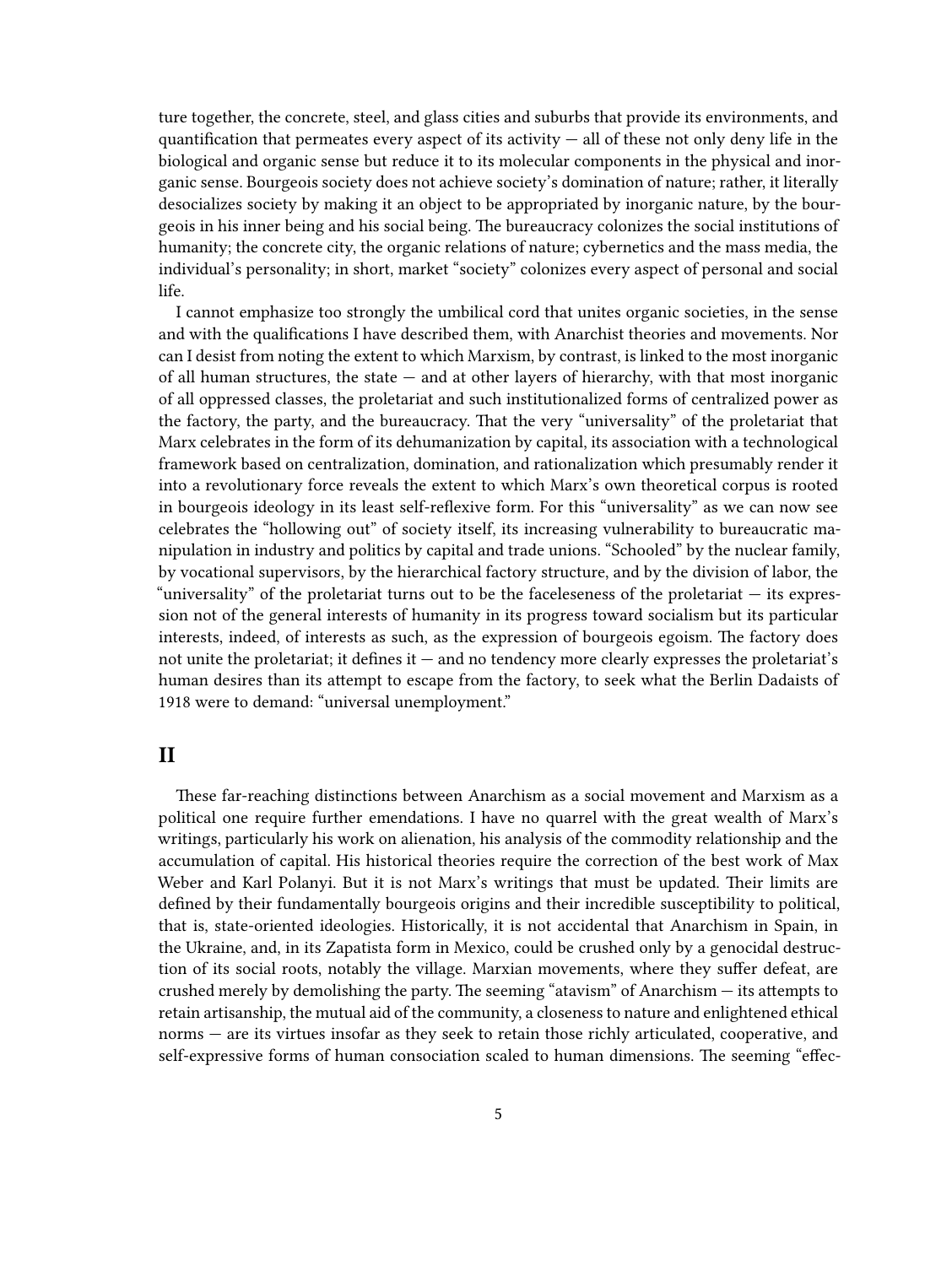ture together, the concrete, steel, and glass cities and suburbs that provide its environments, and quantification that permeates every aspect of its activity — all of these not only deny life in the biological and organic sense but reduce it to its molecular components in the physical and inorganic sense. Bourgeois society does not achieve society's domination of nature; rather, it literally desocializes society by making it an object to be appropriated by inorganic nature, by the bourgeois in his inner being and his social being. The bureaucracy colonizes the social institutions of humanity; the concrete city, the organic relations of nature; cybernetics and the mass media, the individual's personality; in short, market "society" colonizes every aspect of personal and social life.

I cannot emphasize too strongly the umbilical cord that unites organic societies, in the sense and with the qualifications I have described them, with Anarchist theories and movements. Nor can I desist from noting the extent to which Marxism, by contrast, is linked to the most inorganic of all human structures, the state — and at other layers of hierarchy, with that most inorganic of all oppressed classes, the proletariat and such institutionalized forms of centralized power as the factory, the party, and the bureaucracy. That the very "universality" of the proletariat that Marx celebrates in the form of its dehumanization by capital, its association with a technological framework based on centralization, domination, and rationalization which presumably render it into a revolutionary force reveals the extent to which Marx's own theoretical corpus is rooted in bourgeois ideology in its least self-reflexive form. For this "universality" as we can now see celebrates the "hollowing out" of society itself, its increasing vulnerability to bureaucratic manipulation in industry and politics by capital and trade unions. "Schooled" by the nuclear family, by vocational supervisors, by the hierarchical factory structure, and by the division of labor, the "universality" of the proletariat turns out to be the faceleseness of the proletariat — its expression not of the general interests of humanity in its progress toward socialism but its particular interests, indeed, of interests as such, as the expression of bourgeois egoism. The factory does not unite the proletariat; it defines it — and no tendency more clearly expresses the proletariat's human desires than its attempt to escape from the factory, to seek what the Berlin Dadaists of 1918 were to demand: "universal unemployment."

## II

These far-reaching distinctions between Anarchism as a social movement and Marxism as a political one require further emendations. I have no quarrel with the great wealth of Marx's writings, particularly his work on alienation, his analysis of the commodity relationship and the accumulation of capital. His historical theories require the correction of the best work of Max Weber and Karl Polanyi. But it is not Marx's writings that must be updated. Their limits are defined by their fundamentally bourgeois origins and their incredible susceptibility to political, that is, state-oriented ideologies. Historically, it is not accidental that Anarchism in Spain, in the Ukraine, and, in its Zapatista form in Mexico, could be crushed only by a genocidal destruction of its social roots, notably the village. Marxian movements, where they suffer defeat, are crushed merely by demolishing the party. The seeming "atavism" of Anarchism — its attempts to retain artisanship, the mutual aid of the community, a closeness to nature and enlightened ethical norms — are its virtues insofar as they seek to retain those richly articulated, cooperative, and self-expressive forms of human consociation scaled to human dimensions. The seeming "effec-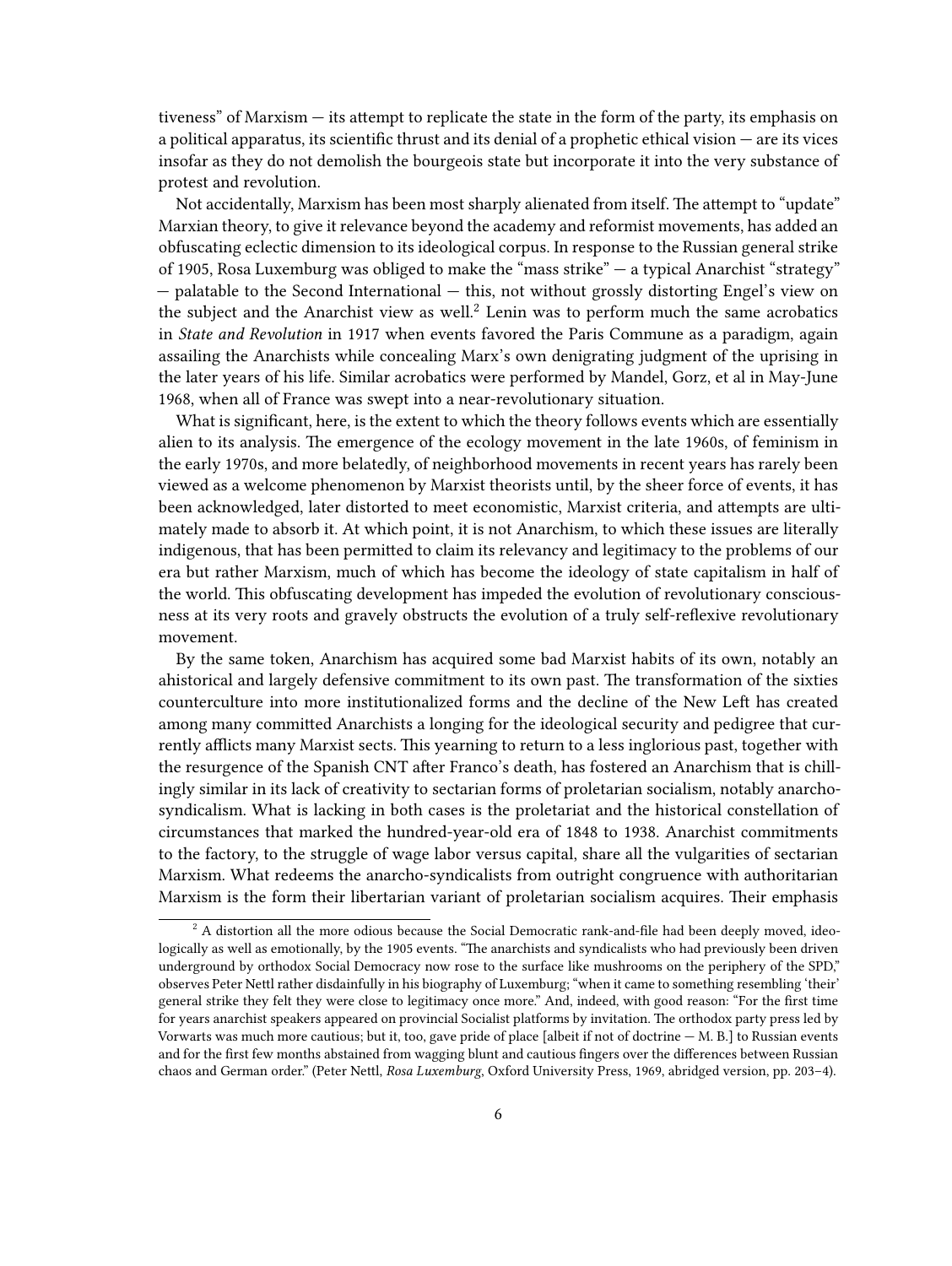tiveness" of Marxism — its attempt to replicate the state in the form of the party, its emphasis on a political apparatus, its scientific thrust and its denial of a prophetic ethical vision — are its vices insofar as they do not demolish the bourgeois state but incorporate it into the very substance of protest and revolution.

Not accidentally, Marxism has been most sharply alienated from itself. The attempt to "update" Marxian theory, to give it relevance beyond the academy and reformist movements, has added an obfuscating eclectic dimension to its ideological corpus. In response to the Russian general strike of 1905, Rosa Luxemburg was obliged to make the "mass strike" — a typical Anarchist "strategy" — palatable to the Second International — this, not without grossly distorting Engel's view on the subject and the Anarchist view as well.[2] Lenin was to perform much the same acrobatics in *State and Revolution* in 1917 when events favored the Paris Commune as a paradigm, again assailing the Anarchists while concealing Marx's own denigrating judgment of the uprising in the later years of his life. Similar acrobatics were performed by Mandel, Gorz, et al in May-June 1968, when all of France was swept into a near-revolutionary situation.

What is significant, here, is the extent to which the theory follows events which are essentially alien to its analysis. The emergence of the ecology movement in the late 1960s, of feminism in the early 1970s, and more belatedly, of neighborhood movements in recent years has rarely been viewed as a welcome phenomenon by Marxist theorists until, by the sheer force of events, it has been acknowledged, later distorted to meet economistic, Marxist criteria, and attempts are ultimately made to absorb it. At which point, it is not Anarchism, to which these issues are literally indigenous, that has been permitted to claim its relevancy and legitimacy to the problems of our era but rather Marxism, much of which has become the ideology of state capitalism in half of the world. This obfuscating development has impeded the evolution of revolutionary consciousness at its very roots and gravely obstructs the evolution of a truly self-reflexive revolutionary movement.

By the same token, Anarchism has acquired some bad Marxist habits of its own, notably an ahistorical and largely defensive commitment to its own past. The transformation of the sixties counterculture into more institutionalized forms and the decline of the New Left has created among many committed Anarchists a longing for the ideological security and pedigree that currently afflicts many Marxist sects. This yearning to return to a less inglorious past, together with the resurgence of the Spanish CNT after Franco's death, has fostered an Anarchism that is chillingly similar in its lack of creativity to sectarian forms of proletarian socialism, notably anarcho-syndicalism. What is lacking in both cases is the proletariat and the historical constellation of circumstances that marked the hundred-year-old era of 1848 to 1938. Anarchist commitments to the factory, to the struggle of wage labor versus capital, share all the vulgarities of sectarian Marxism. What redeems the anarcho-syndicalists from outright congruence with authoritarian Marxism is the form their libertarian variant of proletarian socialism acquires. Their emphasis

---

[2] A distortion all the more odious because the Social Democratic rank-and-file had been deeply moved, ideologically as well as emotionally, by the 1905 events. "The anarchists and syndicalists who had previously been driven underground by orthodox Social Democracy now rose to the surface like mushrooms on the periphery of the SPD," observes Peter Nettl rather disdainfully in his biography of Luxemburg; "when it came to something resembling 'their' general strike they felt they were close to legitimacy once more." And, indeed, with good reason: "For the first time for years anarchist speakers appeared on provincial Socialist platforms by invitation. The orthodox party press led by Vorwarts was much more cautious; but it, too, gave pride of place [albeit if not of doctrine — M. B.] to Russian events and for the first few months abstained from wagging blunt and cautious fingers over the differences between Russian chaos and German order." (Peter Nettl, *Rosa Luxemburg*, Oxford University Press, 1969, abridged version, pp. 203–4).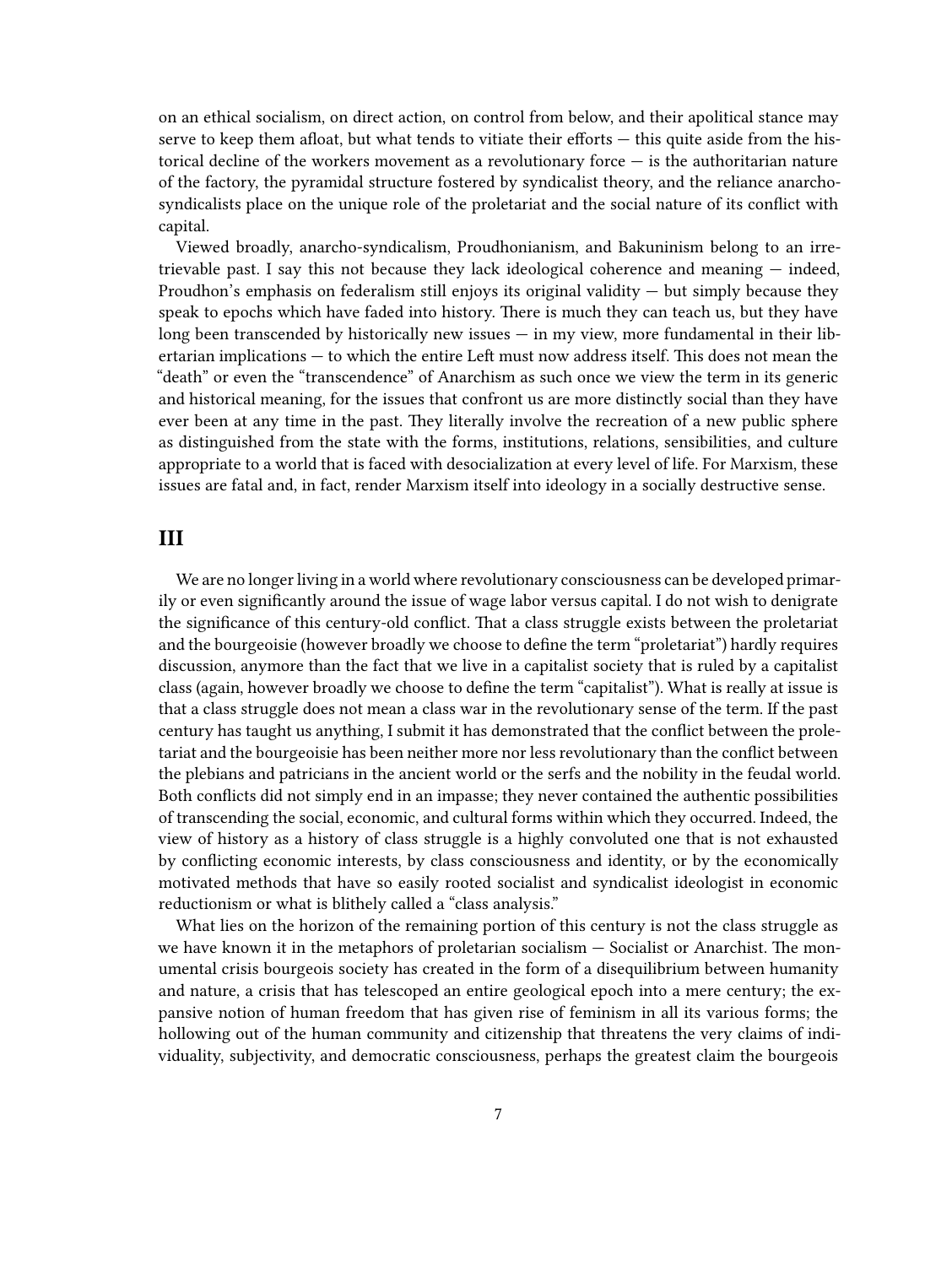on an ethical socialism, on direct action, on control from below, and their apolitical stance may serve to keep them afloat, but what tends to vitiate their efforts — this quite aside from the historical decline of the workers movement as a revolutionary force — is the authoritarian nature of the factory, the pyramidal structure fostered by syndicalist theory, and the reliance anarcho-syndicalists place on the unique role of the proletariat and the social nature of its conflict with capital.

Viewed broadly, anarcho-syndicalism, Proudhonianism, and Bakuninism belong to an irretrievable past. I say this not because they lack ideological coherence and meaning — indeed, Proudhon's emphasis on federalism still enjoys its original validity — but simply because they speak to epochs which have faded into history. There is much they can teach us, but they have long been transcended by historically new issues — in my view, more fundamental in their libertarian implications — to which the entire Left must now address itself. This does not mean the "death" or even the "transcendence" of Anarchism as such once we view the term in its generic and historical meaning, for the issues that confront us are more distinctly social than they have ever been at any time in the past. They literally involve the recreation of a new public sphere as distinguished from the state with the forms, institutions, relations, sensibilities, and culture appropriate to a world that is faced with desocialization at every level of life. For Marxism, these issues are fatal and, in fact, render Marxism itself into ideology in a socially destructive sense.

## III

We are no longer living in a world where revolutionary consciousness can be developed primarily or even significantly around the issue of wage labor versus capital. I do not wish to denigrate the significance of this century-old conflict. That a class struggle exists between the proletariat and the bourgeoisie (however broadly we choose to define the term "proletariat") hardly requires discussion, anymore than the fact that we live in a capitalist society that is ruled by a capitalist class (again, however broadly we choose to define the term "capitalist"). What is really at issue is that a class struggle does not mean a class war in the revolutionary sense of the term. If the past century has taught us anything, I submit it has demonstrated that the conflict between the proletariat and the bourgeoisie has been neither more nor less revolutionary than the conflict between the plebians and patricians in the ancient world or the serfs and the nobility in the feudal world. Both conflicts did not simply end in an impasse; they never contained the authentic possibilities of transcending the social, economic, and cultural forms within which they occurred. Indeed, the view of history as a history of class struggle is a highly convoluted one that is not exhausted by conflicting economic interests, by class consciousness and identity, or by the economically motivated methods that have so easily rooted socialist and syndicalist ideologist in economic reductionism or what is blithely called a "class analysis."

What lies on the horizon of the remaining portion of this century is not the class struggle as we have known it in the metaphors of proletarian socialism — Socialist or Anarchist. The monumental crisis bourgeois society has created in the form of a disequilibrium between humanity and nature, a crisis that has telescoped an entire geological epoch into a mere century; the expansive notion of human freedom that has given rise of feminism in all its various forms; the hollowing out of the human community and citizenship that threatens the very claims of individuality, subjectivity, and democratic consciousness, perhaps the greatest claim the bourgeois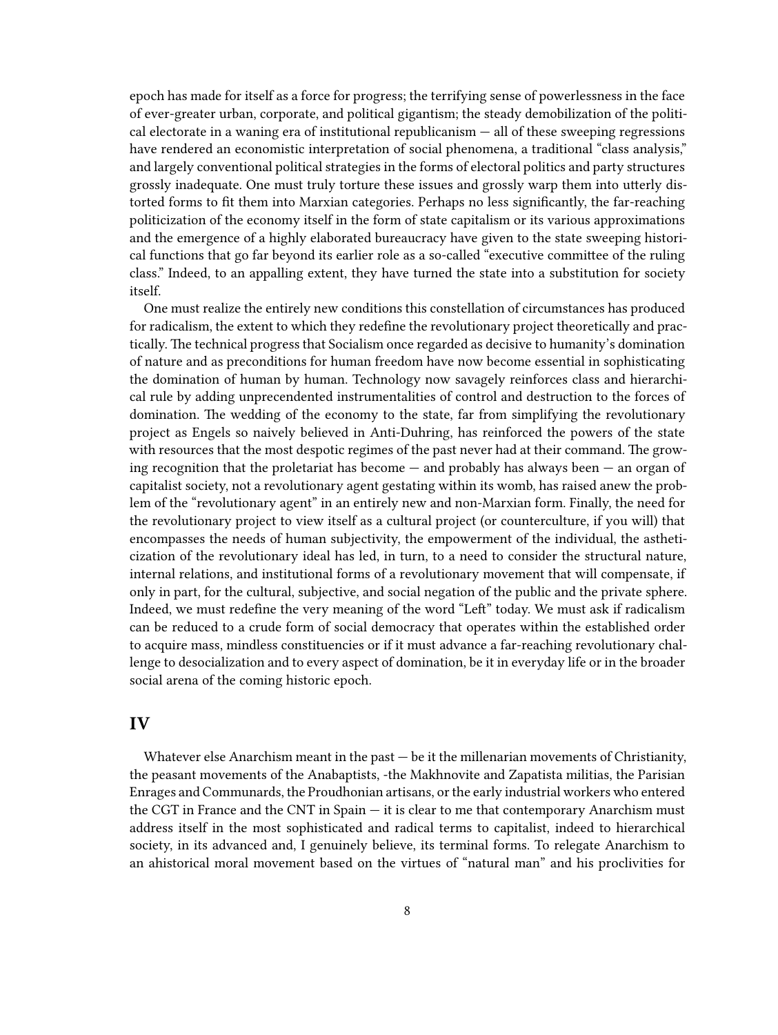epoch has made for itself as a force for progress; the terrifying sense of powerlessness in the face of ever-greater urban, corporate, and political gigantism; the steady demobilization of the political electorate in a waning era of institutional republicanism — all of these sweeping regressions have rendered an economistic interpretation of social phenomena, a traditional "class analysis," and largely conventional political strategies in the forms of electoral politics and party structures grossly inadequate. One must truly torture these issues and grossly warp them into utterly distorted forms to fit them into Marxian categories. Perhaps no less significantly, the far-reaching politicization of the economy itself in the form of state capitalism or its various approximations and the emergence of a highly elaborated bureaucracy have given to the state sweeping historical functions that go far beyond its earlier role as a so-called "executive committee of the ruling class." Indeed, to an appalling extent, they have turned the state into a substitution for society itself.

One must realize the entirely new conditions this constellation of circumstances has produced for radicalism, the extent to which they redefine the revolutionary project theoretically and practically. The technical progress that Socialism once regarded as decisive to humanity's domination of nature and as preconditions for human freedom have now become essential in sophisticating the domination of human by human. Technology now savagely reinforces class and hierarchical rule by adding unprecendented instrumentalities of control and destruction to the forces of domination. The wedding of the economy to the state, far from simplifying the revolutionary project as Engels so naively believed in Anti-Duhring, has reinforced the powers of the state with resources that the most despotic regimes of the past never had at their command. The growing recognition that the proletariat has become — and probably has always been — an organ of capitalist society, not a revolutionary agent gestating within its womb, has raised anew the problem of the "revolutionary agent" in an entirely new and non-Marxian form. Finally, the need for the revolutionary project to view itself as a cultural project (or counterculture, if you will) that encompasses the needs of human subjectivity, the empowerment of the individual, the astheticization of the revolutionary ideal has led, in turn, to a need to consider the structural nature, internal relations, and institutional forms of a revolutionary movement that will compensate, if only in part, for the cultural, subjective, and social negation of the public and the private sphere. Indeed, we must redefine the very meaning of the word "Left" today. We must ask if radicalism can be reduced to a crude form of social democracy that operates within the established order to acquire mass, mindless constituencies or if it must advance a far-reaching revolutionary challenge to desocialization and to every aspect of domination, be it in everyday life or in the broader social arena of the coming historic epoch.

## IV

Whatever else Anarchism meant in the past — be it the millenarian movements of Christianity, the peasant movements of the Anabaptists, -the Makhnovite and Zapatista militias, the Parisian Enrages and Communards, the Proudhonian artisans, or the early industrial workers who entered the CGT in France and the CNT in Spain — it is clear to me that contemporary Anarchism must address itself in the most sophisticated and radical terms to capitalist, indeed to hierarchical society, in its advanced and, I genuinely believe, its terminal forms. To relegate Anarchism to an ahistorical moral movement based on the virtues of "natural man" and his proclivities for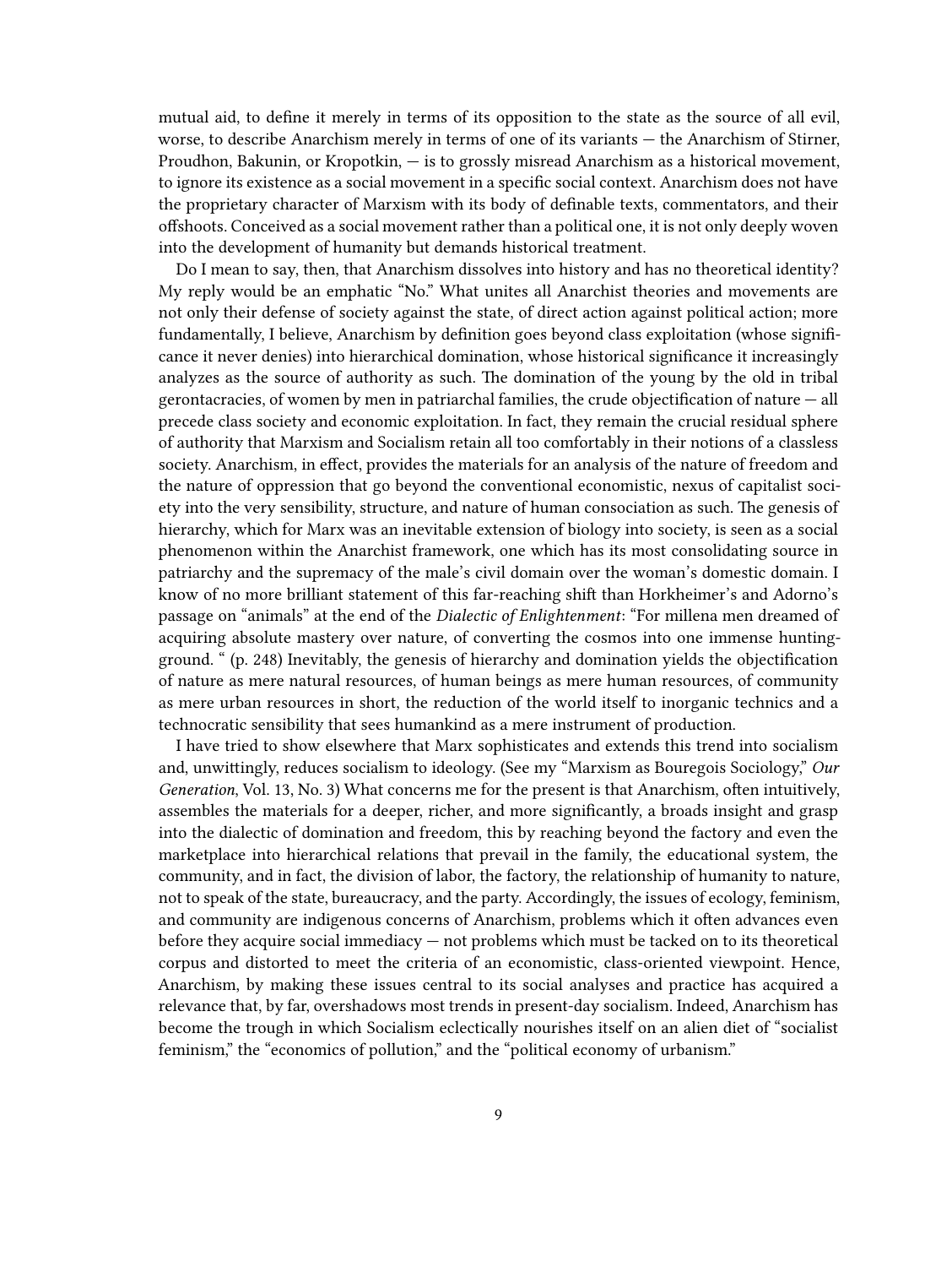mutual aid, to define it merely in terms of its opposition to the state as the source of all evil, worse, to describe Anarchism merely in terms of one of its variants — the Anarchism of Stirner, Proudhon, Bakunin, or Kropotkin, — is to grossly misread Anarchism as a historical movement, to ignore its existence as a social movement in a specific social context. Anarchism does not have the proprietary character of Marxism with its body of definable texts, commentators, and their offshoots. Conceived as a social movement rather than a political one, it is not only deeply woven into the development of humanity but demands historical treatment.

Do I mean to say, then, that Anarchism dissolves into history and has no theoretical identity? My reply would be an emphatic "No." What unites all Anarchist theories and movements are not only their defense of society against the state, of direct action against political action; more fundamentally, I believe, Anarchism by definition goes beyond class exploitation (whose significance it never denies) into hierarchical domination, whose historical significance it increasingly analyzes as the source of authority as such. The domination of the young by the old in tribal gerontacracies, of women by men in patriarchal families, the crude objectification of nature — all precede class society and economic exploitation. In fact, they remain the crucial residual sphere of authority that Marxism and Socialism retain all too comfortably in their notions of a classless society. Anarchism, in effect, provides the materials for an analysis of the nature of freedom and the nature of oppression that go beyond the conventional economistic, nexus of capitalist society into the very sensibility, structure, and nature of human consociation as such. The genesis of hierarchy, which for Marx was an inevitable extension of biology into society, is seen as a social phenomenon within the Anarchist framework, one which has its most consolidating source in patriarchy and the supremacy of the male's civil domain over the woman's domestic domain. I know of no more brilliant statement of this far-reaching shift than Horkheimer's and Adorno's passage on "animals" at the end of the *Dialectic of Enlightenment*: "For millena men dreamed of acquiring absolute mastery over nature, of converting the cosmos into one immense hunting-ground. " (p. 248) Inevitably, the genesis of hierarchy and domination yields the objectification of nature as mere natural resources, of human beings as mere human resources, of community as mere urban resources in short, the reduction of the world itself to inorganic technics and a technocratic sensibility that sees humankind as a mere instrument of production.

I have tried to show elsewhere that Marx sophisticates and extends this trend into socialism and, unwittingly, reduces socialism to ideology. (See my "Marxism as Bouregois Sociology," *Our Generation*, Vol. 13, No. 3) What concerns me for the present is that Anarchism, often intuitively, assembles the materials for a deeper, richer, and more significantly, a broads insight and grasp into the dialectic of domination and freedom, this by reaching beyond the factory and even the marketplace into hierarchical relations that prevail in the family, the educational system, the community, and in fact, the division of labor, the factory, the relationship of humanity to nature, not to speak of the state, bureaucracy, and the party. Accordingly, the issues of ecology, feminism, and community are indigenous concerns of Anarchism, problems which it often advances even before they acquire social immediacy — not problems which must be tacked on to its theoretical corpus and distorted to meet the criteria of an economistic, class-oriented viewpoint. Hence, Anarchism, by making these issues central to its social analyses and practice has acquired a relevance that, by far, overshadows most trends in present-day socialism. Indeed, Anarchism has become the trough in which Socialism eclectically nourishes itself on an alien diet of "socialist feminism," the "economics of pollution," and the "political economy of urbanism."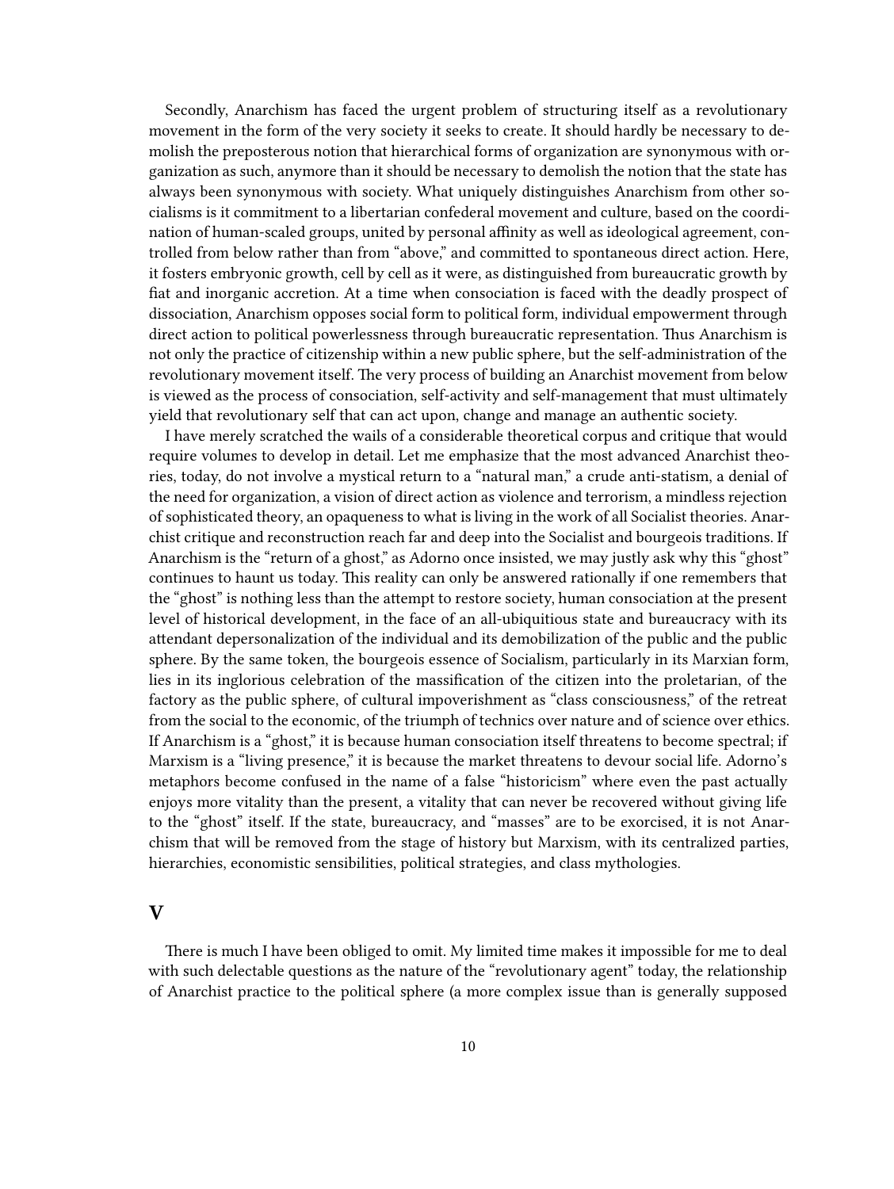Secondly, Anarchism has faced the urgent problem of structuring itself as a revolutionary movement in the form of the very society it seeks to create. It should hardly be necessary to demolish the preposterous notion that hierarchical forms of organization are synonymous with organization as such, anymore than it should be necessary to demolish the notion that the state has always been synonymous with society. What uniquely distinguishes Anarchism from other socialisms is it commitment to a libertarian confederal movement and culture, based on the coordination of human-scaled groups, united by personal affinity as well as ideological agreement, controlled from below rather than from "above," and committed to spontaneous direct action. Here, it fosters embryonic growth, cell by cell as it were, as distinguished from bureaucratic growth by fiat and inorganic accretion. At a time when consociation is faced with the deadly prospect of dissociation, Anarchism opposes social form to political form, individual empowerment through direct action to political powerlessness through bureaucratic representation. Thus Anarchism is not only the practice of citizenship within a new public sphere, but the self-administration of the revolutionary movement itself. The very process of building an Anarchist movement from below is viewed as the process of consociation, self-activity and self-management that must ultimately yield that revolutionary self that can act upon, change and manage an authentic society.

I have merely scratched the wails of a considerable theoretical corpus and critique that would require volumes to develop in detail. Let me emphasize that the most advanced Anarchist theories, today, do not involve a mystical return to a "natural man," a crude anti-statism, a denial of the need for organization, a vision of direct action as violence and terrorism, a mindless rejection of sophisticated theory, an opaqueness to what is living in the work of all Socialist theories. Anarchist critique and reconstruction reach far and deep into the Socialist and bourgeois traditions. If Anarchism is the "return of a ghost," as Adorno once insisted, we may justly ask why this "ghost" continues to haunt us today. This reality can only be answered rationally if one remembers that the "ghost" is nothing less than the attempt to restore society, human consociation at the present level of historical development, in the face of an all-ubiquitious state and bureaucracy with its attendant depersonalization of the individual and its demobilization of the public and the public sphere. By the same token, the bourgeois essence of Socialism, particularly in its Marxian form, lies in its inglorious celebration of the massification of the citizen into the proletarian, of the factory as the public sphere, of cultural impoverishment as "class consciousness," of the retreat from the social to the economic, of the triumph of technics over nature and of science over ethics. If Anarchism is a "ghost," it is because human consociation itself threatens to become spectral; if Marxism is a "living presence," it is because the market threatens to devour social life. Adorno's metaphors become confused in the name of a false "historicism" where even the past actually enjoys more vitality than the present, a vitality that can never be recovered without giving life to the "ghost" itself. If the state, bureaucracy, and "masses" are to be exorcised, it is not Anarchism that will be removed from the stage of history but Marxism, with its centralized parties, hierarchies, economistic sensibilities, political strategies, and class mythologies.

## V

There is much I have been obliged to omit. My limited time makes it impossible for me to deal with such delectable questions as the nature of the "revolutionary agent" today, the relationship of Anarchist practice to the political sphere (a more complex issue than is generally supposed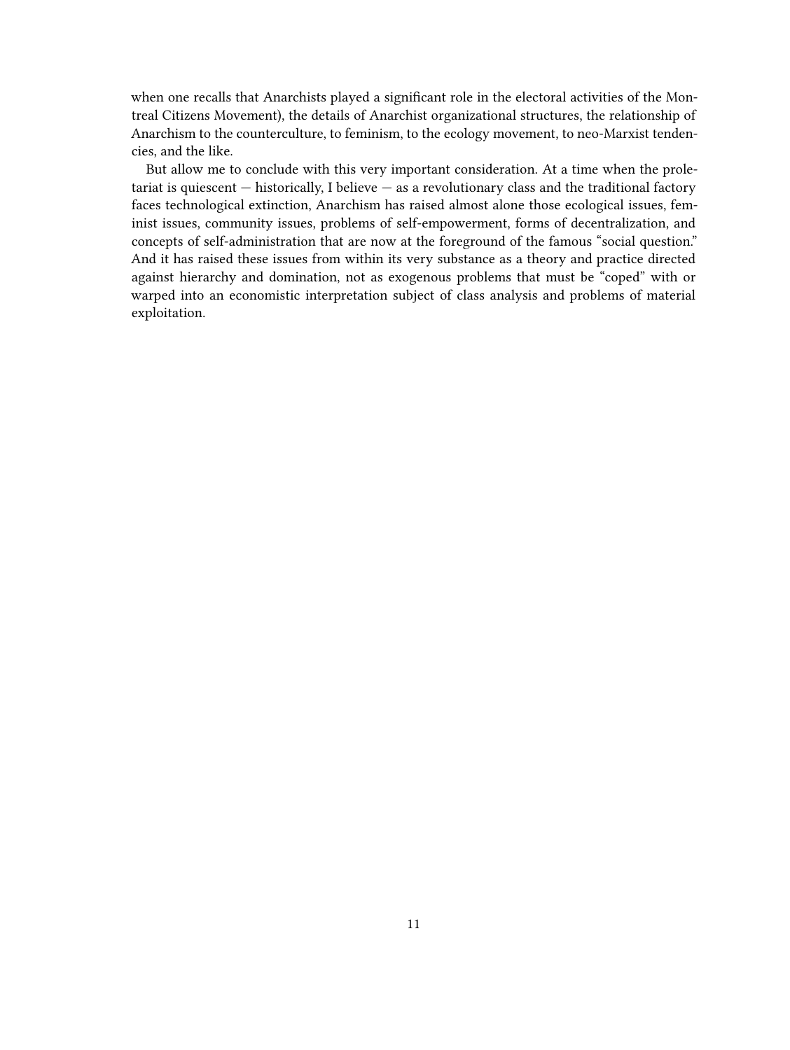when one recalls that Anarchists played a significant role in the electoral activities of the Montreal Citizens Movement), the details of Anarchist organizational structures, the relationship of Anarchism to the counterculture, to feminism, to the ecology movement, to neo-Marxist tendencies, and the like.

But allow me to conclude with this very important consideration. At a time when the proletariat is quiescent — historically, I believe — as a revolutionary class and the traditional factory faces technological extinction, Anarchism has raised almost alone those ecological issues, feminist issues, community issues, problems of self-empowerment, forms of decentralization, and concepts of self-administration that are now at the foreground of the famous "social question." And it has raised these issues from within its very substance as a theory and practice directed against hierarchy and domination, not as exogenous problems that must be "coped" with or warped into an economistic interpretation subject of class analysis and problems of material exploitation.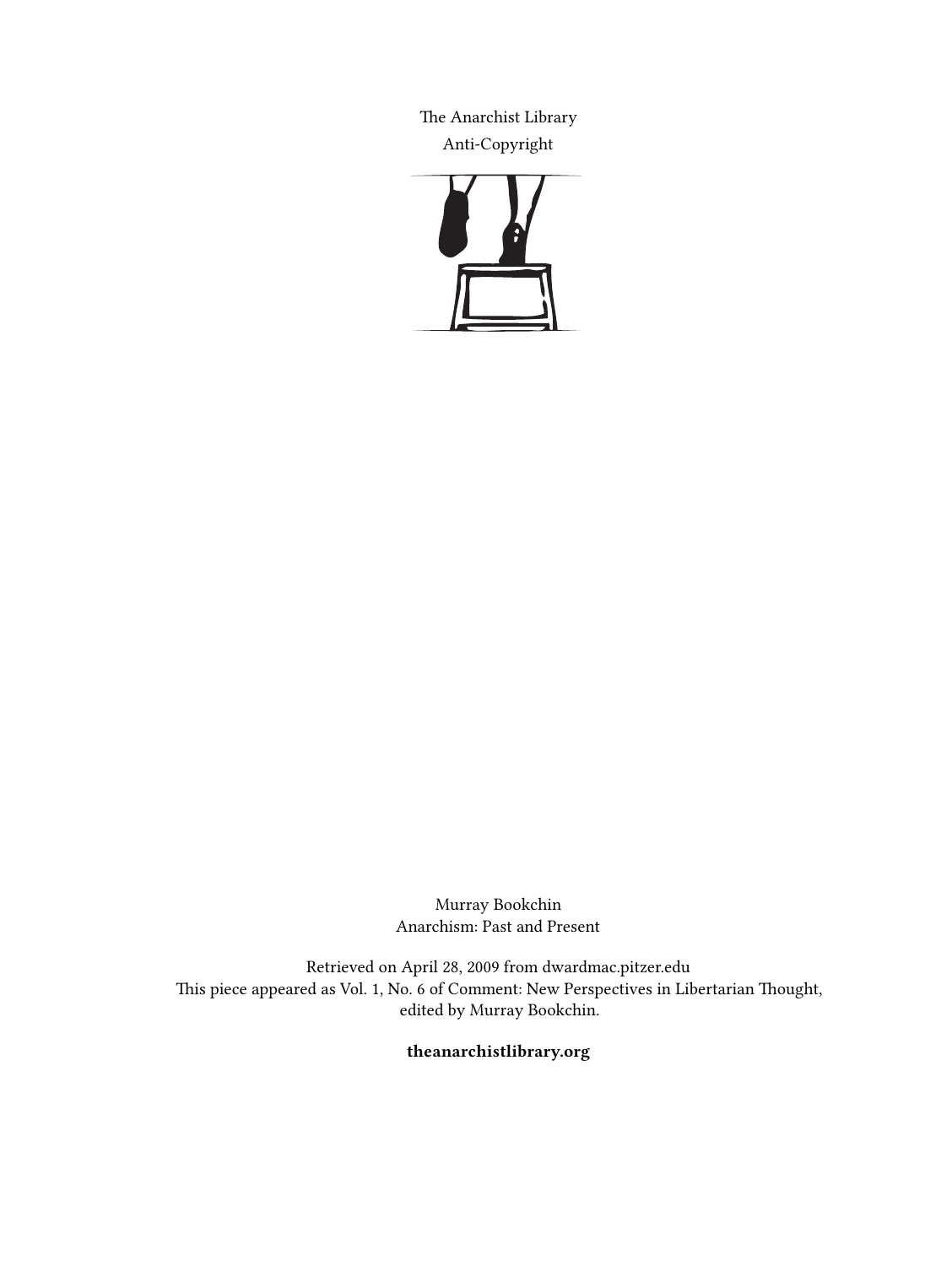The Anarchist Library
Anti-Copyright

Murray Bookchin
Anarchism: Past and Present

Retrieved on April 28, 2009 from dwardmac.pitzer.edu
This piece appeared as Vol. 1, No. 6 of Comment: New Perspectives in Libertarian Thought, edited by Murray Bookchin.

**theanarchistlibrary.org**